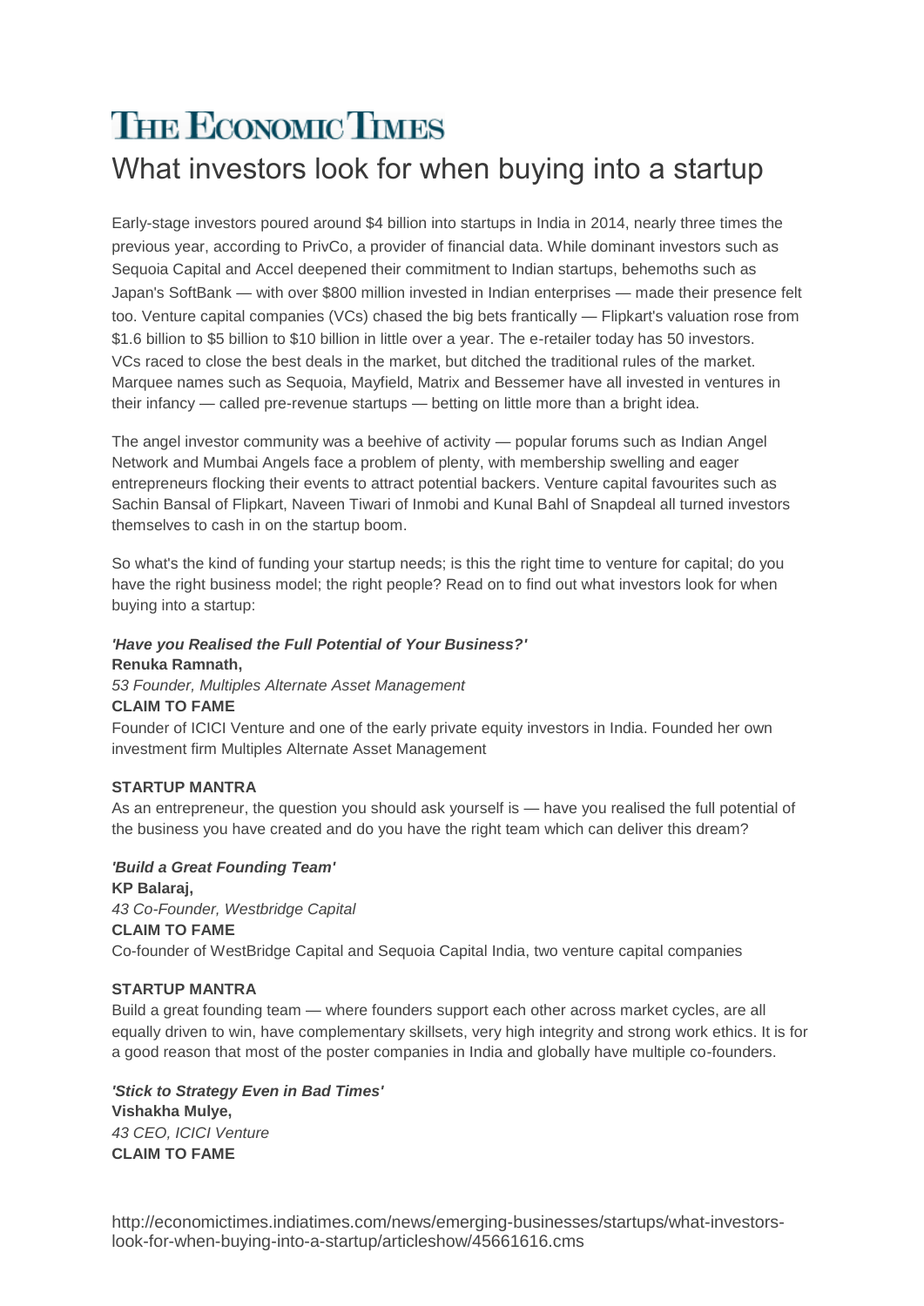# THE ECONOMIC TIMES

# What investors look for when buying into a startup

Early-stage investors poured around $4 billion into startups in India in 2014, nearly three times the previous year, according to PrivCo, a provider of financial data. While dominant investors such as Sequoia Capital and Accel deepened their commitment to Indian startups, behemoths such as Japan's SoftBank — with over $800 million invested in Indian enterprises — made their presence felt too. Venture capital companies (VCs) chased the big bets frantically — Flipkart's valuation rose from $1.6 billion to $5 billion to $10 billion in little over a year. The e-retailer today has 50 investors. VCs raced to close the best deals in the market, but ditched the traditional rules of the market. Marquee names such as Sequoia, Mayfield, Matrix and Bessemer have all invested in ventures in their infancy — called pre-revenue startups — betting on little more than a bright idea.

The angel investor community was a beehive of activity — popular forums such as Indian Angel Network and Mumbai Angels face a problem of plenty, with membership swelling and eager entrepreneurs flocking their events to attract potential backers. Venture capital favourites such as Sachin Bansal of Flipkart, Naveen Tiwari of Inmobi and Kunal Bahl of Snapdeal all turned investors themselves to cash in on the startup boom.

So what's the kind of funding your startup needs; is this the right time to venture for capital; do you have the right business model; the right people? Read on to find out what investors look for when buying into a startup:

***'Have you Realised the Full Potential of Your Business?'***
**Renuka Ramnath,**
*53 Founder, Multiples Alternate Asset Management*
**CLAIM TO FAME**
Founder of ICICI Venture and one of the early private equity investors in India. Founded her own investment firm Multiples Alternate Asset Management

**STARTUP MANTRA**
As an entrepreneur, the question you should ask yourself is — have you realised the full potential of the business you have created and do you have the right team which can deliver this dream?

***'Build a Great Founding Team'***
**KP Balaraj,**
*43 Co-Founder, Westbridge Capital*
**CLAIM TO FAME**
Co-founder of WestBridge Capital and Sequoia Capital India, two venture capital companies

**STARTUP MANTRA**
Build a great founding team — where founders support each other across market cycles, are all equally driven to win, have complementary skillsets, very high integrity and strong work ethics. It is for a good reason that most of the poster companies in India and globally have multiple co-founders.

***'Stick to Strategy Even in Bad Times'***
**Vishakha Mulye,**
*43 CEO, ICICI Venture*
**CLAIM TO FAME**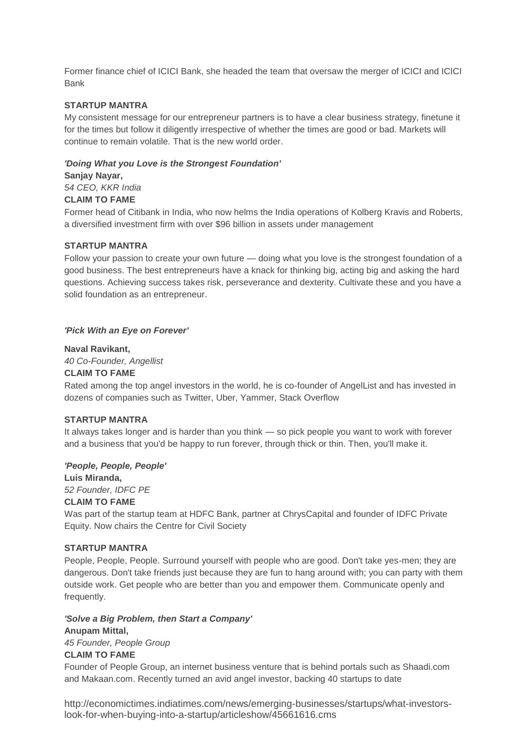Former finance chief of ICICI Bank, she headed the team that oversaw the merger of ICICI and ICICI Bank

**STARTUP MANTRA**

My consistent message for our entrepreneur partners is to have a clear business strategy, finetune it for the times but follow it diligently irrespective of whether the times are good or bad. Markets will continue to remain volatile. That is the new world order.

***'Doing What you Love is the Strongest Foundation'***

**Sanjay Nayar,**

*54 CEO, KKR India*

**CLAIM TO FAME**

Former head of Citibank in India, who now helms the India operations of Kolberg Kravis and Roberts, a diversified investment firm with over $96 billion in assets under management

**STARTUP MANTRA**

Follow your passion to create your own future — doing what you love is the strongest foundation of a good business. The best entrepreneurs have a knack for thinking big, acting big and asking the hard questions. Achieving success takes risk, perseverance and dexterity. Cultivate these and you have a solid foundation as an entrepreneur.

***'Pick With an Eye on Forever'***

**Naval Ravikant,**

*40 Co-Founder, Angellist*

**CLAIM TO FAME**

Rated among the top angel investors in the world, he is co-founder of AngelList and has invested in dozens of companies such as Twitter, Uber, Yammer, Stack Overflow

**STARTUP MANTRA**

It always takes longer and is harder than you think — so pick people you want to work with forever and a business that you'd be happy to run forever, through thick or thin. Then, you'll make it.

***'People, People, People'***

**Luis Miranda,**

*52 Founder, IDFC PE*

**CLAIM TO FAME**

Was part of the startup team at HDFC Bank, partner at ChrysCapital and founder of IDFC Private Equity. Now chairs the Centre for Civil Society

**STARTUP MANTRA**

People, People, People. Surround yourself with people who are good. Don't take yes-men; they are dangerous. Don't take friends just because they are fun to hang around with; you can party with them outside work. Get people who are better than you and empower them. Communicate openly and frequently.

***'Solve a Big Problem, then Start a Company'***

**Anupam Mittal,**

*45 Founder, People Group*

**CLAIM TO FAME**

Founder of People Group, an internet business venture that is behind portals such as Shaadi.com and Makaan.com. Recently turned an avid angel investor, backing 40 startups to date

http://economictimes.indiatimes.com/news/emerging-businesses/startups/what-investors-look-for-when-buying-into-a-startup/articleshow/45661616.cms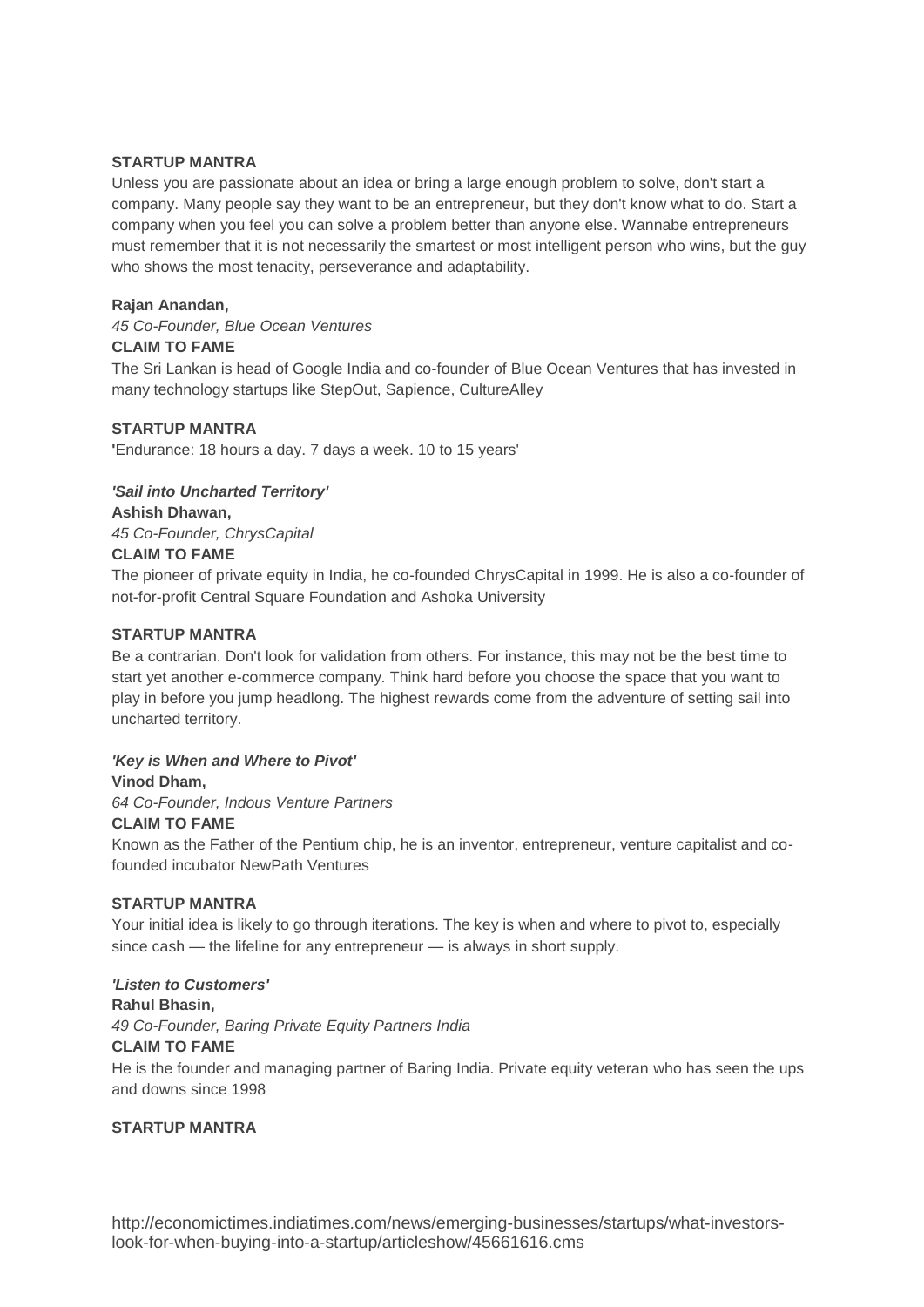**STARTUP MANTRA**

Unless you are passionate about an idea or bring a large enough problem to solve, don't start a company. Many people say they want to be an entrepreneur, but they don't know what to do. Start a company when you feel you can solve a problem better than anyone else. Wannabe entrepreneurs must remember that it is not necessarily the smartest or most intelligent person who wins, but the guy who shows the most tenacity, perseverance and adaptability.

**Rajan Anandan,**

*45 Co-Founder, Blue Ocean Ventures*

**CLAIM TO FAME**

The Sri Lankan is head of Google India and co-founder of Blue Ocean Ventures that has invested in many technology startups like StepOut, Sapience, CultureAlley

**STARTUP MANTRA**

**'**Endurance: 18 hours a day. 7 days a week. 10 to 15 years'

***'Sail into Uncharted Territory'***

**Ashish Dhawan,**

*45 Co-Founder, ChrysCapital*

**CLAIM TO FAME**

The pioneer of private equity in India, he co-founded ChrysCapital in 1999. He is also a co-founder of not-for-profit Central Square Foundation and Ashoka University

**STARTUP MANTRA**

Be a contrarian. Don't look for validation from others. For instance, this may not be the best time to start yet another e-commerce company. Think hard before you choose the space that you want to play in before you jump headlong. The highest rewards come from the adventure of setting sail into uncharted territory.

***'Key is When and Where to Pivot'***

**Vinod Dham,**

*64 Co-Founder, Indous Venture Partners*

**CLAIM TO FAME**

Known as the Father of the Pentium chip, he is an inventor, entrepreneur, venture capitalist and co-founded incubator NewPath Ventures

**STARTUP MANTRA**

Your initial idea is likely to go through iterations. The key is when and where to pivot to, especially since cash — the lifeline for any entrepreneur — is always in short supply.

***'Listen to Customers'***

**Rahul Bhasin,**

*49 Co-Founder, Baring Private Equity Partners India*

**CLAIM TO FAME**

He is the founder and managing partner of Baring India. Private equity veteran who has seen the ups and downs since 1998

**STARTUP MANTRA**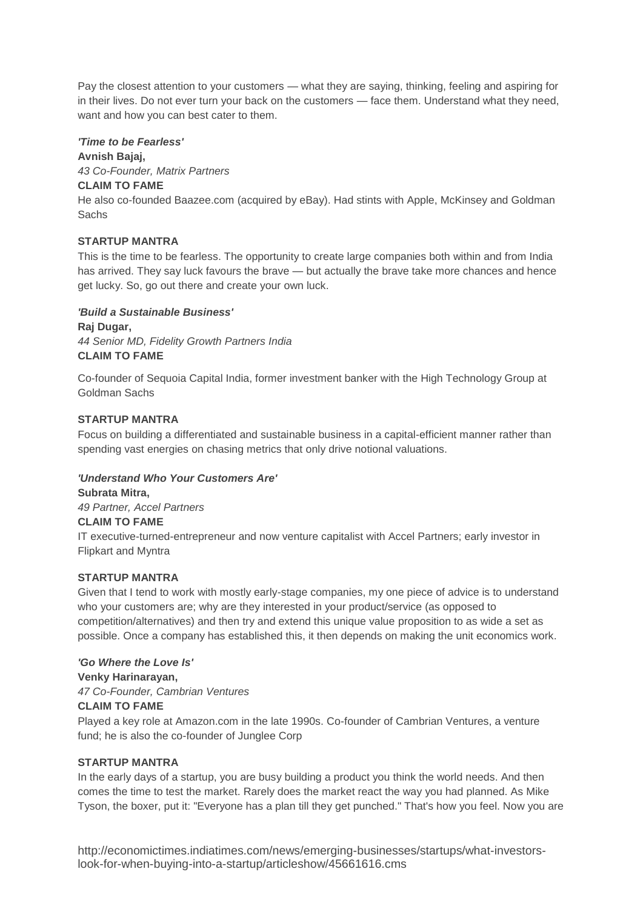Pay the closest attention to your customers — what they are saying, thinking, feeling and aspiring for in their lives. Do not ever turn your back on the customers — face them. Understand what they need, want and how you can best cater to them.

***'Time to be Fearless'***

**Avnish Bajaj,**

*43 Co-Founder, Matrix Partners*

**CLAIM TO FAME**

He also co-founded Baazee.com (acquired by eBay). Had stints with Apple, McKinsey and Goldman Sachs

**STARTUP MANTRA**

This is the time to be fearless. The opportunity to create large companies both within and from India has arrived. They say luck favours the brave — but actually the brave take more chances and hence get lucky. So, go out there and create your own luck.

***'Build a Sustainable Business'***

**Raj Dugar,**

*44 Senior MD, Fidelity Growth Partners India*

**CLAIM TO FAME**

Co-founder of Sequoia Capital India, former investment banker with the High Technology Group at Goldman Sachs

**STARTUP MANTRA**

Focus on building a differentiated and sustainable business in a capital-efficient manner rather than spending vast energies on chasing metrics that only drive notional valuations.

***'Understand Who Your Customers Are'***

**Subrata Mitra,**

*49 Partner, Accel Partners*

**CLAIM TO FAME**

IT executive-turned-entrepreneur and now venture capitalist with Accel Partners; early investor in Flipkart and Myntra

**STARTUP MANTRA**

Given that I tend to work with mostly early-stage companies, my one piece of advice is to understand who your customers are; why are they interested in your product/service (as opposed to competition/alternatives) and then try and extend this unique value proposition to as wide a set as possible. Once a company has established this, it then depends on making the unit economics work.

***'Go Where the Love Is'***

**Venky Harinarayan,**

*47 Co-Founder, Cambrian Ventures*

**CLAIM TO FAME**

Played a key role at Amazon.com in the late 1990s. Co-founder of Cambrian Ventures, a venture fund; he is also the co-founder of Junglee Corp

**STARTUP MANTRA**

In the early days of a startup, you are busy building a product you think the world needs. And then comes the time to test the market. Rarely does the market react the way you had planned. As Mike Tyson, the boxer, put it: "Everyone has a plan till they get punched." That's how you feel. Now you are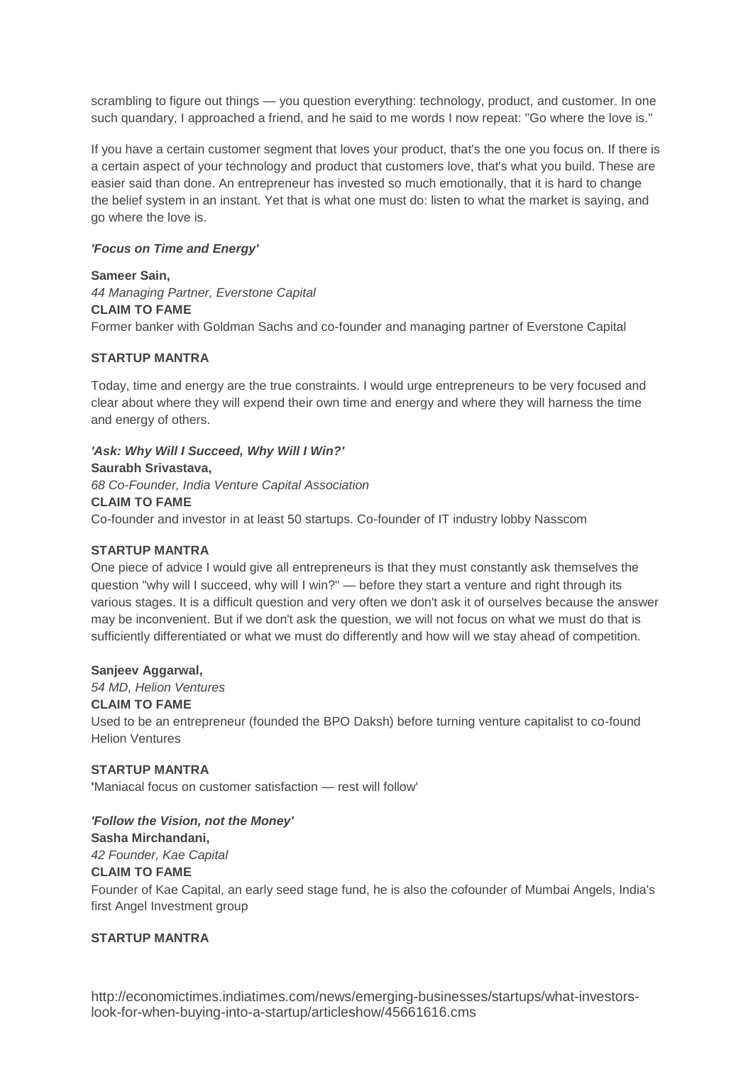scrambling to figure out things — you question everything: technology, product, and customer. In one such quandary, I approached a friend, and he said to me words I now repeat: "Go where the love is."

If you have a certain customer segment that loves your product, that's the one you focus on. If there is a certain aspect of your technology and product that customers love, that's what you build. These are easier said than done. An entrepreneur has invested so much emotionally, that it is hard to change the belief system in an instant. Yet that is what one must do: listen to what the market is saying, and go where the love is.

***'Focus on Time and Energy'***

**Sameer Sain,**
*44 Managing Partner, Everstone Capital*
**CLAIM TO FAME**
Former banker with Goldman Sachs and co-founder and managing partner of Everstone Capital

**STARTUP MANTRA**

Today, time and energy are the true constraints. I would urge entrepreneurs to be very focused and clear about where they will expend their own time and energy and where they will harness the time and energy of others.

***'Ask: Why Will I Succeed, Why Will I Win?'***
**Saurabh Srivastava,**
*68 Co-Founder, India Venture Capital Association*
**CLAIM TO FAME**
Co-founder and investor in at least 50 startups. Co-founder of IT industry lobby Nasscom

**STARTUP MANTRA**
One piece of advice I would give all entrepreneurs is that they must constantly ask themselves the question "why will I succeed, why will I win?" — before they start a venture and right through its various stages. It is a difficult question and very often we don't ask it of ourselves because the answer may be inconvenient. But if we don't ask the question, we will not focus on what we must do that is sufficiently differentiated or what we must do differently and how will we stay ahead of competition.

**Sanjeev Aggarwal,**
*54 MD, Helion Ventures*
**CLAIM TO FAME**
Used to be an entrepreneur (founded the BPO Daksh) before turning venture capitalist to co-found Helion Ventures

**STARTUP MANTRA**
**'**Maniacal focus on customer satisfaction — rest will follow'

***'Follow the Vision, not the Money'***
**Sasha Mirchandani,**
*42 Founder, Kae Capital*
**CLAIM TO FAME**
Founder of Kae Capital, an early seed stage fund, he is also the cofounder of Mumbai Angels, India's first Angel Investment group

**STARTUP MANTRA**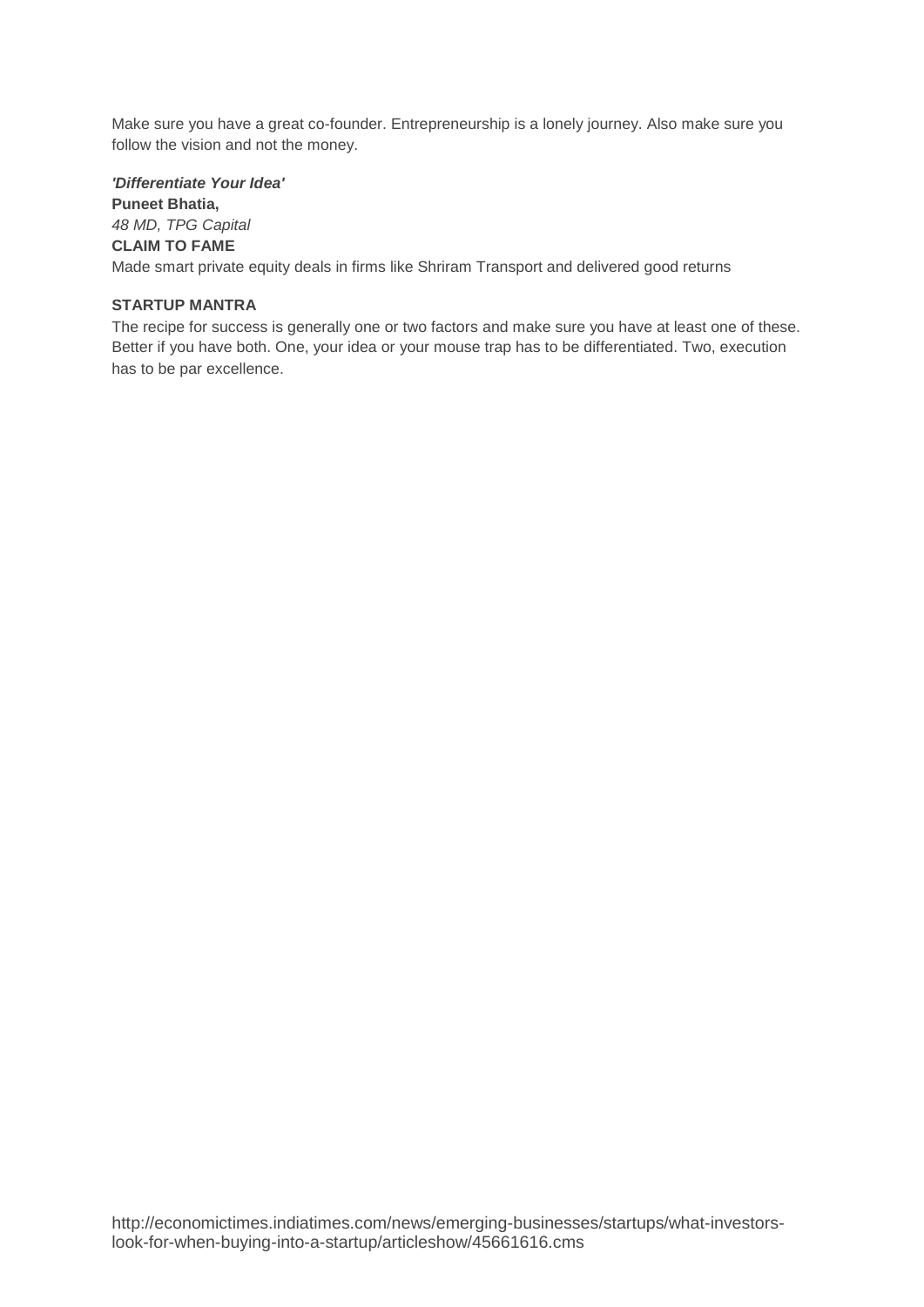Make sure you have a great co-founder. Entrepreneurship is a lonely journey. Also make sure you follow the vision and not the money.

***'Differentiate Your Idea'***

**Puneet Bhatia,**

*48 MD, TPG Capital*

**CLAIM TO FAME**

Made smart private equity deals in firms like Shriram Transport and delivered good returns

**STARTUP MANTRA**

The recipe for success is generally one or two factors and make sure you have at least one of these. Better if you have both. One, your idea or your mouse trap has to be differentiated. Two, execution has to be par excellence.

http://economictimes.indiatimes.com/news/emerging-businesses/startups/what-investors-look-for-when-buying-into-a-startup/articleshow/45661616.cms